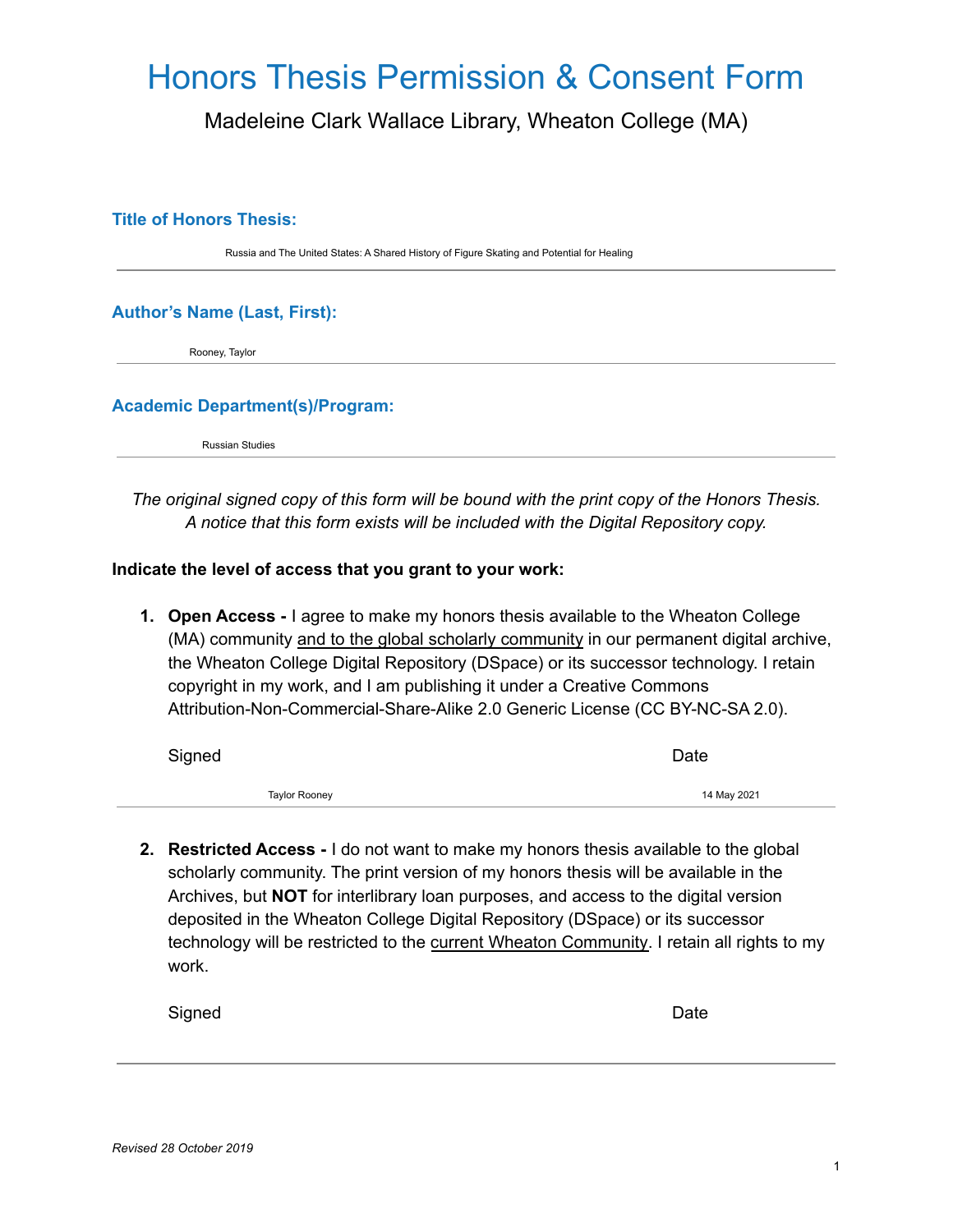# Honors Thesis Permission & Consent Form

Madeleine Clark Wallace Library, Wheaton College (MA)

**Title of Honors Thesis:**

Russia and The United States: A Shared History of Figure Skating and Potential for Healing

**Author's Name (Last, First):**

Rooney, Taylor

**Academic Department(s)/Program:**

Russian Studies

*The original signed copy of this form will be bound with the print copy of the Honors Thesis. A notice that this form exists will be included with the Digital Repository copy.*

**Indicate the level of access that you grant to your work:**

1. **Open Access -** I agree to make my honors thesis available to the Wheaton College (MA) community <u>and to the global scholarly community</u> in our permanent digital archive, the Wheaton College Digital Repository (DSpace) or its successor technology. I retain copyright in my work, and I am publishing it under a Creative Commons Attribution-Non-Commercial-Share-Alike 2.0 Generic License (CC BY-NC-SA 2.0).

   Signed: Taylor Rooney — Date: 14 May 2021

2. **Restricted Access -** I do not want to make my honors thesis available to the global scholarly community. The print version of my honors thesis will be available in the Archives, but **NOT** for interlibrary loan purposes, and access to the digital version deposited in the Wheaton College Digital Repository (DSpace) or its successor technology will be restricted to the <u>current Wheaton Community</u>. I retain all rights to my work.

   Signed: — Date:

*Revised 28 October 2019*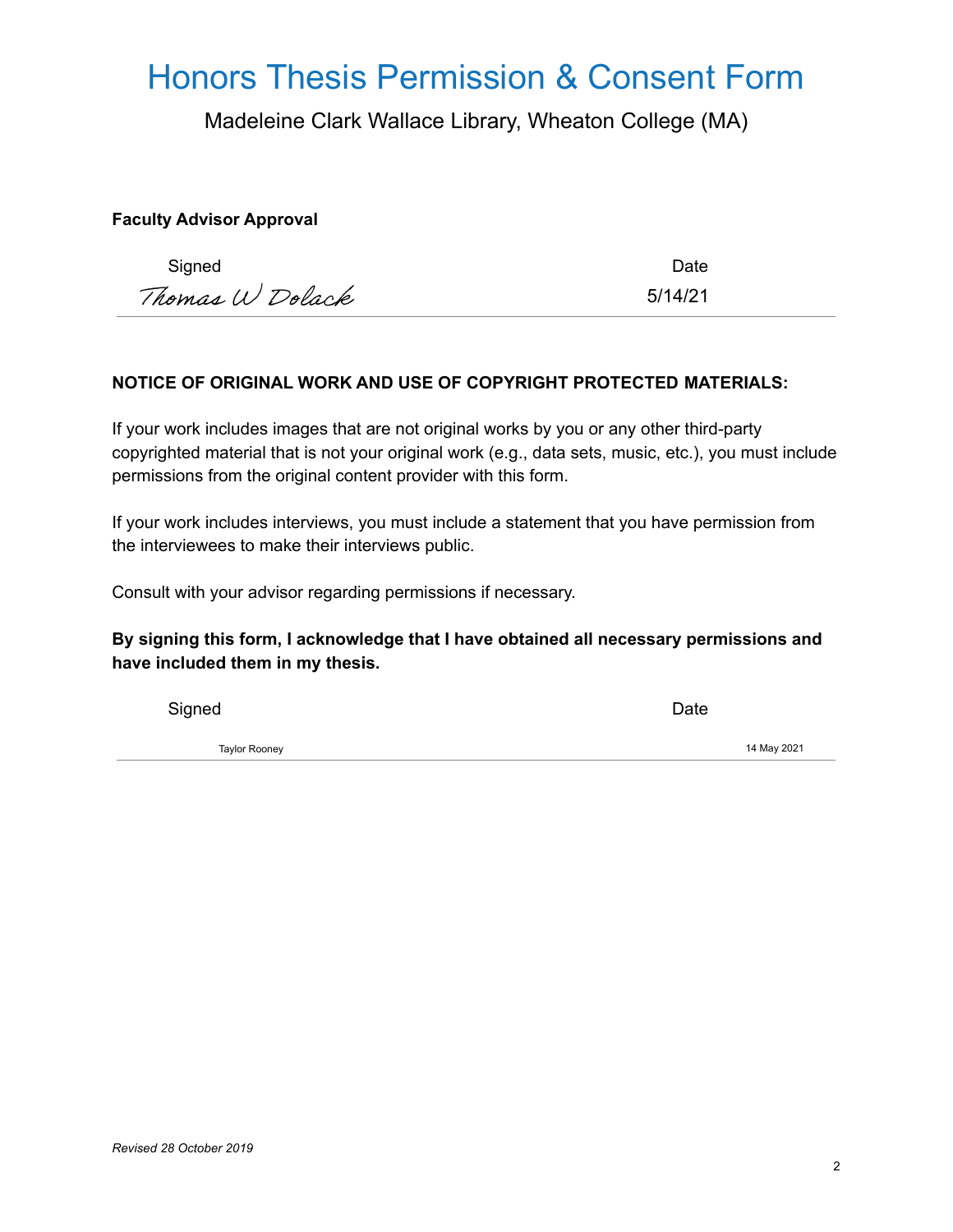# Honors Thesis Permission & Consent Form

Madeleine Clark Wallace Library, Wheaton College (MA)

**Faculty Advisor Approval**

| Signed | Date |
| --- | --- |
| Thomas W Dolack | 5/14/21 |

**NOTICE OF ORIGINAL WORK AND USE OF COPYRIGHT PROTECTED MATERIALS:**

If your work includes images that are not original works by you or any other third-party copyrighted material that is not your original work (e.g., data sets, music, etc.), you must include permissions from the original content provider with this form.

If your work includes interviews, you must include a statement that you have permission from the interviewees to make their interviews public.

Consult with your advisor regarding permissions if necessary.

**By signing this form, I acknowledge that I have obtained all necessary permissions and have included them in my thesis.**

| Signed | Date |
| --- | --- |
| Taylor Rooney | 14 May 2021 |

*Revised 28 October 2019*